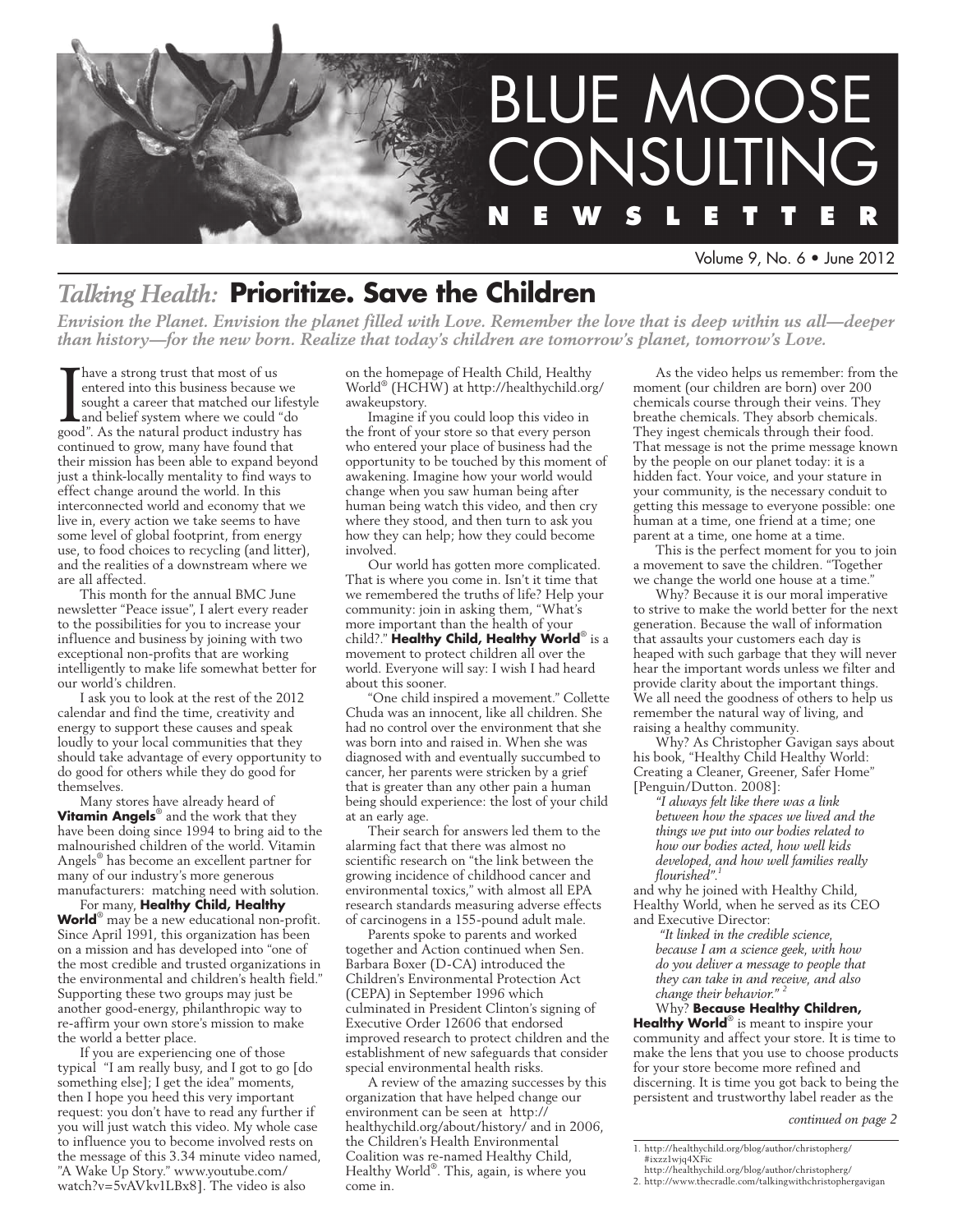# BLUE MOOSE CONSULTING NEWSLETTER

Volume 9, No. 6 • June 2012

## *Talking Health:* Prioritize. Save the Children

***Envision the Planet. Envision the planet filled with Love. Remember the love that is deep within us all—deeper than history—for the new born. Realize that today's children are tomorrow's planet, tomorrow's Love.***

I have a strong trust that most of us entered into this business because we sought a career that matched our lifestyle and belief system where we could "do good". As the natural product industry has continued to grow, many have found that their mission has been able to expand beyond just a think-locally mentality to find ways to effect change around the world. In this interconnected world and economy that we live in, every action we take seems to have some level of global footprint, from energy use, to food choices to recycling (and litter), and the realities of a downstream where we are all affected.

This month for the annual BMC June newsletter "Peace issue", I alert every reader to the possibilities for you to increase your influence and business by joining with two exceptional non-profits that are working intelligently to make life somewhat better for our world's children.

I ask you to look at the rest of the 2012 calendar and find the time, creativity and energy to support these causes and speak loudly to your local communities that they should take advantage of every opportunity to do good for others while they do good for themselves.

Many stores have already heard of **Vitamin Angels**® and the work that they have been doing since 1994 to bring aid to the malnourished children of the world. Vitamin Angels® has become an excellent partner for many of our industry's more generous manufacturers: matching need with solution.

For many, **Healthy Child, Healthy World**® may be a new educational non-profit. Since April 1991, this organization has been on a mission and has developed into "one of the most credible and trusted organizations in the environmental and children's health field." Supporting these two groups may just be another good-energy, philanthropic way to re-affirm your own store's mission to make the world a better place.

If you are experiencing one of those typical "I am really busy, and I got to go [do something else]; I get the idea" moments, then I hope you heed this very important request: you don't have to read any further if you will just watch this video. My whole case to influence you to become involved rests on the message of this 3.34 minute video named, "A Wake Up Story." www.youtube.com/watch?v=5vAVkv1LBx8]. The video is also on the homepage of Health Child, Healthy World® (HCHW) at http://healthychild.org/awakeupstory.

Imagine if you could loop this video in the front of your store so that every person who entered your place of business had the opportunity to be touched by this moment of awakening. Imagine how your world would change when you saw human being after human being watch this video, and then cry where they stood, and then turn to ask you how they can help; how they could become involved.

Our world has gotten more complicated. That is where you come in. Isn't it time that we remembered the truths of life? Help your community: join in asking them, "What's more important than the health of your child?." **Healthy Child, Healthy World**® is a movement to protect children all over the world. Everyone will say: I wish I had heard about this sooner.

"One child inspired a movement." Collette Chuda was an innocent, like all children. She had no control over the environment that she was born into and raised in. When she was diagnosed with and eventually succumbed to cancer, her parents were stricken by a grief that is greater than any other pain a human being should experience: the lost of your child at an early age.

Their search for answers led them to the alarming fact that there was almost no scientific research on "the link between the growing incidence of childhood cancer and environmental toxics," with almost all EPA research standards measuring adverse effects of carcinogens in a 155-pound adult male.

Parents spoke to parents and worked together and Action continued when Sen. Barbara Boxer (D-CA) introduced the Children's Environmental Protection Act (CEPA) in September 1996 which culminated in President Clinton's signing of Executive Order 12606 that endorsed improved research to protect children and the establishment of new safeguards that consider special environmental health risks.

A review of the amazing successes by this organization that have helped change our environment can be seen at http://healthychild.org/about/history/ and in 2006, the Children's Health Environmental Coalition was re-named Healthy Child, Healthy World®. This, again, is where you come in.

As the video helps us remember: from the moment (our children are born) over 200 chemicals course through their veins. They breathe chemicals. They absorb chemicals. They ingest chemicals through their food. That message is not the prime message known by the people on our planet today: it is a hidden fact. Your voice, and your stature in your community, is the necessary conduit to getting this message to everyone possible: one human at a time, one friend at a time; one parent at a time, one home at a time.

This is the perfect moment for you to join a movement to save the children. "Together we change the world one house at a time."

Why? Because it is our moral imperative to strive to make the world better for the next generation. Because the wall of information that assaults your customers each day is heaped with such garbage that they will never hear the important words unless we filter and provide clarity about the important things. We all need the goodness of others to help us remember the natural way of living, and raising a healthy community.

Why? As Christopher Gavigan says about his book, "Healthy Child Healthy World: Creating a Cleaner, Greener, Safer Home" [Penguin/Dutton. 2008]:

> *"I always felt like there was a link between how the spaces we lived and the things we put into our bodies related to how our bodies acted, how well kids developed, and how well families really flourished".*[1]

and why he joined with Healthy Child, Healthy World, when he served as its CEO and Executive Director:

> *"It linked in the credible science, because I am a science geek, with how do you deliver a message to people that they can take in and receive, and also change their behavior."* [2]

Why? **Because Healthy Children, Healthy World**® is meant to inspire your community and affect your store. It is time to make the lens that you use to choose products for your store become more refined and discerning. It is time you got back to being the persistent and trustworthy label reader as the

*continued on page 2*

1. http://healthychild.org/blog/author/christopherg/#ixzz1wjq4XFic
   http://healthychild.org/blog/author/christopherg/
2. http://www.thecradle.com/talkingwithchristophergavigan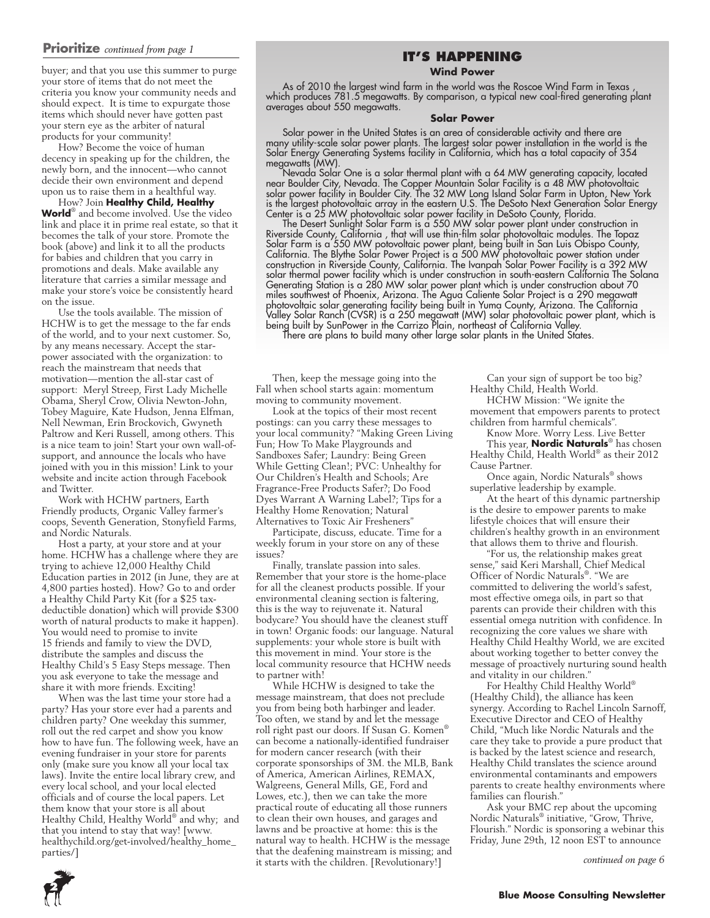**Prioritize** *continued from page 1*

buyer; and that you use this summer to purge your store of items that do not meet the criteria you know your community needs and should expect. It is time to expurgate those items which should never have gotten past your stern eye as the arbiter of natural products for your community!

How? Become the voice of human decency in speaking up for the children, the newly born, and the innocent—who cannot decide their own environment and depend upon us to raise them in a healthful way.

How? Join **Healthy Child, Healthy World**® and become involved. Use the video link and place it in prime real estate, so that it becomes the talk of your store. Promote the book (above) and link it to all the products for babies and children that you carry in promotions and deals. Make available any literature that carries a similar message and make your store's voice be consistently heard on the issue.

Use the tools available. The mission of HCHW is to get the message to the far ends of the world, and to your next customer. So, by any means necessary. Accept the star-power associated with the organization: to reach the mainstream that needs that motivation—mention the all-star cast of support: Meryl Streep, First Lady Michelle Obama, Sheryl Crow, Olivia Newton-John, Tobey Maguire, Kate Hudson, Jenna Elfman, Nell Newman, Erin Brockovich, Gwyneth Paltrow and Keri Russell, among others. This is a nice team to join! Start your own wall-of-support, and announce the locals who have joined with you in this mission! Link to your website and incite action through Facebook and Twitter.

Work with HCHW partners, Earth Friendly products, Organic Valley farmer's coops, Seventh Generation, Stonyfield Farms, and Nordic Naturals.

Host a party, at your store and at your home. HCHW has a challenge where they are trying to achieve 12,000 Healthy Child Education parties in 2012 (in June, they are at 4,800 parties hosted). How? Go to and order a Healthy Child Party Kit (for a $25 tax-deductible donation) which will provide $300 worth of natural products to make it happen). You would need to promise to invite 15 friends and family to view the DVD, distribute the samples and discuss the Healthy Child's 5 Easy Steps message. Then you ask everyone to take the message and share it with more friends. Exciting!

When was the last time your store had a party? Has your store ever had a parents and children party? One weekday this summer, roll out the red carpet and show you know how to have fun. The following week, have an evening fundraiser in your store for parents only (make sure you know all your local tax laws). Invite the entire local library crew, and every local school, and your local elected officials and of course the local papers. Let them know that your store is all about Healthy Child, Healthy World® and why; and that you intend to stay that way! [www.healthychild.org/get-involved/healthy_home_parties/]

## IT'S HAPPENING

**Wind Power**

As of 2010 the largest wind farm in the world was the Roscoe Wind Farm in Texas , which produces 781.5 megawatts. By comparison, a typical new coal-fired generating plant averages about 550 megawatts.

**Solar Power**

Solar power in the United States is an area of considerable activity and there are many utility-scale solar power plants. The largest solar power installation in the world is the Solar Energy Generating Systems facility in California, which has a total capacity of 354 megawatts (MW).

Nevada Solar One is a solar thermal plant with a 64 MW generating capacity, located near Boulder City, Nevada. The Copper Mountain Solar Facility is a 48 MW photovoltaic solar power facility in Boulder City. The 32 MW Long Island Solar Farm in Upton, New York is the largest photovoltaic array in the eastern U.S. The DeSoto Next Generation Solar Energy Center is a 25 MW photovoltaic solar power facility in DeSoto County, Florida.

The Desert Sunlight Solar Farm is a 550 MW solar power plant under construction in Riverside County, California , that will use thin-film solar photovoltaic modules. The Topaz Solar Farm is a 550 MW potovoltaic power plant, being built in San Luis Obispo County, California. The Blythe Solar Power Project is a 500 MW photovoltaic power station under construction in Riverside County, California. The Ivanpah Solar Power Facility is a 392 MW solar thermal power facility which is under construction in south-eastern California The Solana Generating Station is a 280 MW solar power plant which is under construction about 70 miles southwest of Phoenix, Arizona. The Agua Caliente Solar Project is a 290 megawatt photovoltaic solar generating facility being built in Yuma County, Arizona. The California Valley Solar Ranch (CVSR) is a 250 megawatt (MW) solar photovoltaic power plant, which is being built by SunPower in the Carrizo Plain, northeast of California Valley.

There are plans to build many other large solar plants in the United States.

Then, keep the message going into the Fall when school starts again: momentum moving to community movement.

Look at the topics of their most recent postings: can you carry these messages to your local community? "Making Green Living Fun; How To Make Playgrounds and Sandboxes Safer; Laundry: Being Green While Getting Clean!; PVC: Unhealthy for Our Children's Health and Schools; Are Fragrance-Free Products Safer?; Do Food Dyes Warrant A Warning Label?; Tips for a Healthy Home Renovation; Natural Alternatives to Toxic Air Fresheners"

Participate, discuss, educate. Time for a weekly forum in your store on any of these issues?

Finally, translate passion into sales. Remember that your store is the home-place for all the cleanest products possible. If your environmental cleaning section is faltering, this is the way to rejuvenate it. Natural bodycare? You should have the cleanest stuff in town! Organic foods: our language. Natural supplements: your whole store is built with this movement in mind. Your store is the local community resource that HCHW needs to partner with!

While HCHW is designed to take the message mainstream, that does not preclude you from being both harbinger and leader. Too often, we stand by and let the message roll right past our doors. If Susan G. Komen® can become a nationally-identified fundraiser for modern cancer research (with their corporate sponsorships of 3M. the MLB, Bank of America, American Airlines, REMAX, Walgreens, General Mills, GE, Ford and Lowes, etc.), then we can take the more practical route of educating all those runners to clean their own houses, and garages and lawns and be proactive at home: this is the natural way to health. HCHW is the message that the deafening mainstream is missing; and it starts with the children. [Revolutionary!]

Can your sign of support be too big? Healthy Child, Health World.

HCHW Mission: "We ignite the movement that empowers parents to protect children from harmful chemicals".

Know More. Worry Less. Live Better

This year, **Nordic Naturals**® has chosen Healthy Child, Health World® as their 2012 Cause Partner.

Once again, Nordic Naturals® shows superlative leadership by example.

At the heart of this dynamic partnership is the desire to empower parents to make lifestyle choices that will ensure their children's healthy growth in an environment that allows them to thrive and flourish.

"For us, the relationship makes great sense," said Keri Marshall, Chief Medical Officer of Nordic Naturals®. "We are committed to delivering the world's safest, most effective omega oils, in part so that parents can provide their children with this essential omega nutrition with confidence. In recognizing the core values we share with Healthy Child Healthy World, we are excited about working together to better convey the message of proactively nurturing sound health and vitality in our children."

For Healthy Child Healthy World® (Healthy Child), the alliance has keen synergy. According to Rachel Lincoln Sarnoff, Executive Director and CEO of Healthy Child, "Much like Nordic Naturals and the care they take to provide a pure product that is backed by the latest science and research, Healthy Child translates the science around environmental contaminants and empowers parents to create healthy environments where families can flourish."

Ask your BMC rep about the upcoming Nordic Naturals® initiative, "Grow, Thrive, Flourish." Nordic is sponsoring a webinar this Friday, June 29th, 12 noon EST to announce

*continued on page 6*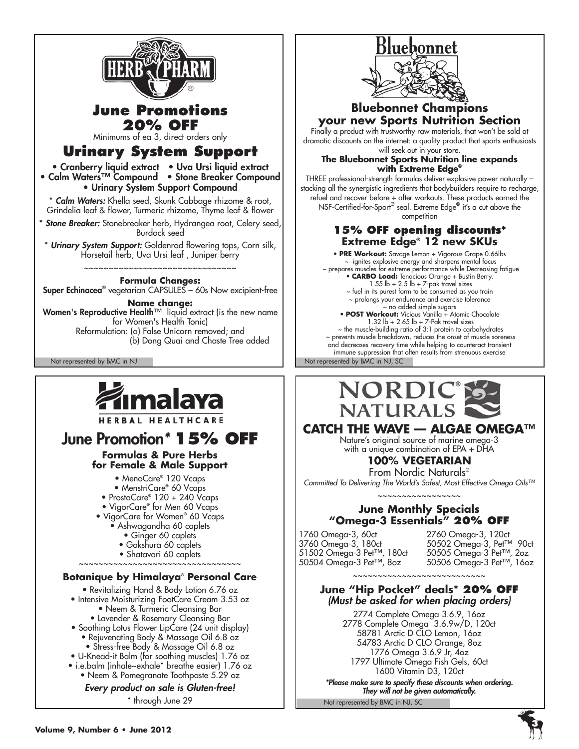# HERB PHARM

## June Promotions 20% OFF

Minimums of ea 3, direct orders only

## Urinary System Support

- Cranberry liquid extract
- Uva Ursi liquid extract
- Calm Waters™ Compound
- Stone Breaker Compound
- Urinary System Support Compound

* *Calm Waters:* Khella seed, Skunk Cabbage rhizome & root, Grindelia leaf & flower, Turmeric rhizome, Thyme leaf & flower

* *Stone Breaker:* Stonebreaker herb, Hydrangea root, Celery seed, Burdock seed

* *Urinary System Support:* Goldenrod flowering tops, Corn silk, Horsetail herb, Uva Ursi leaf , Juniper berry

~~~~~~~~~~~~~~~~~~~~~~~~~~~~~~~~

**Formula Changes:**

**Super Echinacea**® vegetarian CAPSULES – 60s Now excipient-free

**Name change:**

**Women's Reproductive Health**™ liquid extract (is the new name for Women's Health Tonic)

Reformulation: (a) False Unicorn removed; and (b) Dong Quai and Chaste Tree added

Not represented by BMC in NJ

# Bluebonnet

## Bluebonnet Champions your new Sports Nutrition Section

Finally a product with trustworthy raw materials, that won't be sold at dramatic discounts on the internet: a quality product that sports enthusiasts will seek out in your store.

**The Bluebonnet Sports Nutrition line expands with Extreme Edge®**

THREE professional-strength formulas deliver explosive power naturally – stacking all the synergistic ingredients that bodybuilders require to recharge, refuel and recover before + after workouts. These products earned the NSF-Certified-for-Sport® seal. Extreme Edge® it's a cut above the competition

### 15% OFF opening discounts* Extreme Edge® 12 new SKUs

- **PRE Workout:** Savage Lemon + Vigorous Grape 0.66lbs
  ~ ignites explosive energy and sharpens mental focus
  ~ prepares muscles for extreme performance while Decreasing fatigue
- **CARBO Load:** Tenacious Orange + Bustin Berry.
  1.55 lb + 2.5 lb + 7-pak travel sizes
  ~ fuel in its purest form to be consumed as you train
  ~ prolongs your endurance and exercise tolerance
  ~ no added simple sugars
- **POST Workout:** Vicious Vanilla + Atomic Chocolate
  1.32 lb + 2.65 lb + 7-Pak travel sizes
  ~ the muscle-building ratio of 3:1 protein to carbohydrates
  ~ prevents muscle breakdown, reduces the onset of muscle soreness and decreases recovery time while helping to counteract transient immune suppression that often results from strenuous exercise

Not represented by BMC in NJ, SC

# Himalaya

HERBAL HEALTHCARE

## June Promotion* 15% OFF

**Formulas & Pure Herbs for Female & Male Support**

- MenoCare® 120 Vcaps
- MenstriCare® 60 Vcaps
- ProstaCare® 120 + 240 Vcaps
- VigorCare® for Men 60 Vcaps
- VigorCare for Women® 60 Vcaps
- Ashwagandha 60 caplets
- Ginger 60 caplets
- Gokshura 60 caplets
- Shatavari 60 caplets

~~~~~~~~~~~~~~~~~~~~~~~~~~~~~~~~

**Botanique by Himalaya® Personal Care**

- Revitalizing Hand & Body Lotion 6.76 oz
- Intensive Moisturizing FootCare Cream 3.53 oz
- Neem & Turmeric Cleansing Bar
- Lavender & Rosemary Cleansing Bar
- Soothing Lotus Flower LipCare (24 unit display)
- Rejuvenating Body & Massage Oil 6.8 oz
- Stress-free Body & Massage Oil 6.8 oz
- U-Knead-it Balm (for soothing muscles) 1.76 oz
- i.e.balm (inhale~exhale* breathe easier) 1.76 oz
- Neem & Pomegranate Toothpaste 5.29 oz

*Every product on sale is Gluten-free!*

* through June 29

# NORDIC NATURALS

## CATCH THE WAVE — ALGAE OMEGA™

Nature's original source of marine omega-3 with a unique combination of EPA + DHA

**100% VEGETARIAN**

From Nordic Naturals®

*Committed To Delivering The World's Safest, Most Effective Omega Oils™*

~~~~~~~~~~~~~~~~~

### June Monthly Specials "Omega-3 Essentials" 20% OFF

1760 Omega-3, 60ct
3760 Omega-3, 180ct
51502 Omega-3 Pet™, 180ct
50504 Omega-3 Pet™, 8oz
2760 Omega-3, 120ct
50502 Omega-3, Pet™ 90ct
50505 Omega-3 Pet™, 2oz
50506 Omega-3 Pet™, 16oz

~~~~~~~~~~~~~~~~~~~~~~~~~~~

### June "Hip Pocket" deals* 20% OFF

*(Must be asked for when placing orders)*

2774 Complete Omega 3.6.9, 16oz
2778 Complete Omega 3.6.9w/D, 120ct
58781 Arctic D CLO Lemon, 16oz
54783 Arctic D CLO Orange, 8oz
1776 Omega 3.6.9 Jr, 4oz
1797 Ultimate Omega Fish Gels, 60ct
1600 Vitamin D3, 120ct

***Please make sure to specify these discounts when ordering. They will not be given automatically.***

Not represented by BMC in NJ, SC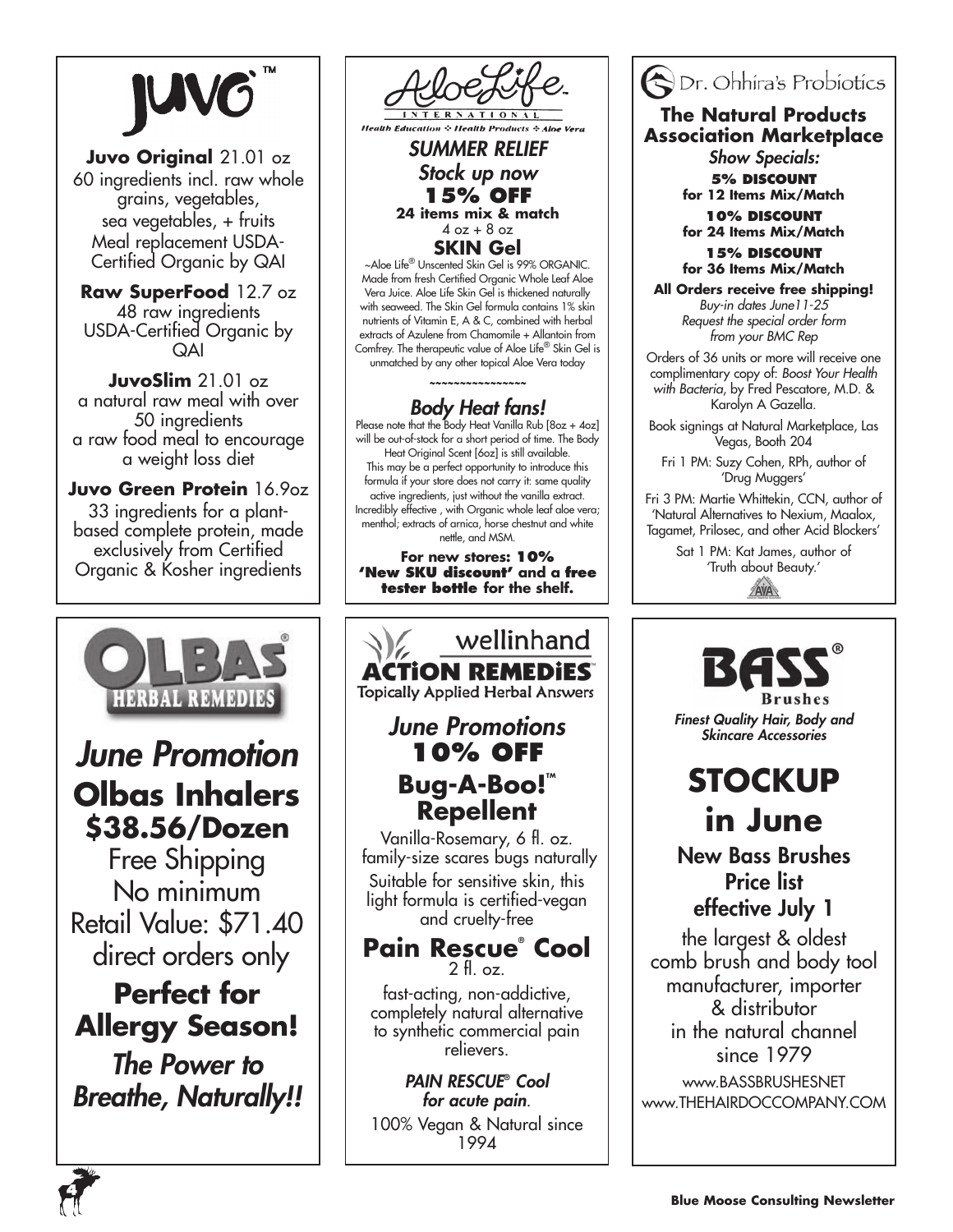# JUVO™

**Juvo Original** 21.01 oz
60 ingredients incl. raw whole grains, vegetables, sea vegetables, + fruits
Meal replacement USDA-Certified Organic by QAI

**Raw SuperFood** 12.7 oz
48 raw ingredients
USDA-Certified Organic by QAI

**JuvoSlim** 21.01 oz
a natural raw meal with over 50 ingredients
a raw food meal to encourage a weight loss diet

**Juvo Green Protein** 16.9oz
33 ingredients for a plant-based complete protein, made exclusively from Certified Organic & Kosher ingredients

# AloeLife International

*Health Education ❖ Health Products ❖ Aloe Vera*

*SUMMER RELIEF*
*Stock up now*
**15% OFF**
**24 items mix & match**
4 oz + 8 oz

**SKIN Gel**

~Aloe Life® Unscented Skin Gel is 99% ORGANIC. Made from fresh Certified Organic Whole Leaf Aloe Vera Juice. Aloe Life Skin Gel is thickened naturally with seaweed. The Skin Gel formula contains 1% skin nutrients of Vitamin E, A & C, combined with herbal extracts of Azulene from Chamomile + Allantoin from Comfrey. The therapeutic value of Aloe Life® Skin Gel is unmatched by any other topical Aloe Vera today

~~~~~~~~~~~~~~~

*Body Heat fans!*

Please note that the Body Heat Vanilla Rub [8oz + 4oz] will be out-of-stock for a short period of time. The Body Heat Original Scent [6oz] is still available. This may be a perfect opportunity to introduce this formula if your store does not carry it: same quality active ingredients, just without the vanilla extract. Incredibly effective , with Organic whole leaf aloe vera; menthol; extracts of arnica, horse chestnut and white nettle, and MSM.

**For new stores: 10% 'New SKU discount' and a free tester bottle for the shelf.**

# Dr. Ohhira's Probiotics

**The Natural Products Association Marketplace**
*Show Specials:*

**5% DISCOUNT for 12 Items Mix/Match**
**10% DISCOUNT for 24 Items Mix/Match**
**15% DISCOUNT for 36 Items Mix/Match**

**All Orders receive free shipping!**
*Buy-in dates June11-25*
*Request the special order form from your BMC Rep*

Orders of 36 units or more will receive one complimentary copy of: *Boost Your Health with Bacteria*, by Fred Pescatore, M.D. & Karolyn A Gazella.

Book signings at Natural Marketplace, Las Vegas, Booth 204

Fri 1 PM: Suzy Cohen, RPh, author of 'Drug Muggers'

Fri 3 PM: Martie Whittekin, CCN, author of 'Natural Alternatives to Nexium, Maalox, Tagamet, Prilosec, and other Acid Blockers'

Sat 1 PM: Kat James, author of 'Truth about Beauty.'

# OLBAS® HERBAL REMEDIES

*June Promotion*
**Olbas Inhalers**
**$38.56/Dozen**
Free Shipping
No minimum
Retail Value: $71.40
direct orders only

**Perfect for Allergy Season!**

***The Power to Breathe, Naturally!!***

# wellinhand ACTiON REMEDiES™

Topically Applied Herbal Answers

*June Promotions*
**10% OFF**

**Bug-A-Boo!™ Repellent**
Vanilla-Rosemary, 6 fl. oz.
family-size scares bugs naturally
Suitable for sensitive skin, this light formula is certified-vegan and cruelty-free

**Pain Rescue® Cool**
2 fl. oz.
fast-acting, non-addictive, completely natural alternative to synthetic commercial pain relievers.

***PAIN RESCUE® Cool for acute pain.***
100% Vegan & Natural since 1994

# BASS® Brushes

*Finest Quality Hair, Body and Skincare Accessories*

**STOCKUP in June**

New Bass Brushes
Price list
effective July 1

the largest & oldest comb brush and body tool manufacturer, importer & distributor in the natural channel since 1979

www.BASSBRUSHESNET
www.THEHAIRDOCCOMPANY.COM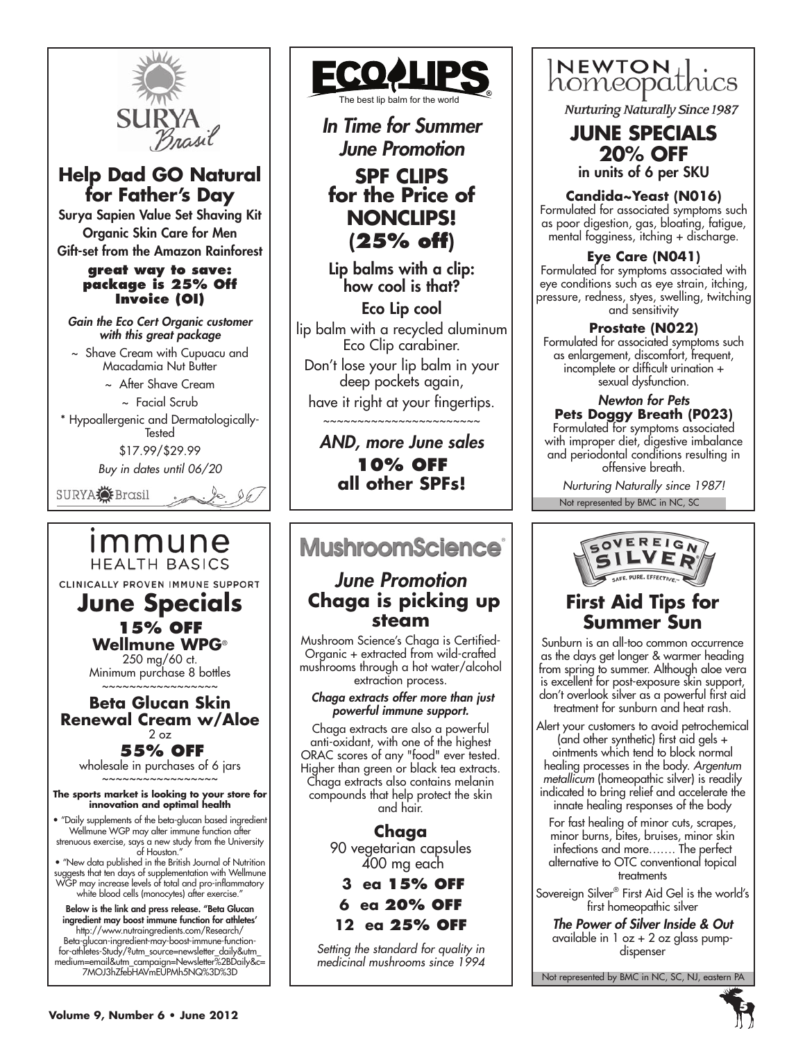SURYA Brasil

## Help Dad GO Natural for Father's Day

Surya Sapien Value Set Shaving Kit
Organic Skin Care for Men
Gift-set from the Amazon Rainforest

**great way to save: package is 25% Off Invoice (OI)**

*Gain the Eco Cert Organic customer with this great package*

~ Shave Cream with Cupuacu and Macadamia Nut Butter

~ After Shave Cream

~ Facial Scrub

* Hypoallergenic and Dermatologically-Tested

$17.99/$29.99

*Buy in dates until 06/20*

SURYA Brasil

---

ECOLIPS
The best lip balm for the world

## *In Time for Summer June Promotion*

## SPF CLIPS for the Price of NONCLIPS! (25% off)

Lip balms with a clip: how cool is that?

Eco Lip cool

lip balm with a recycled aluminum Eco Clip carabiner.

Don't lose your lip balm in your deep pockets again,

have it right at your fingertips.

~~~~~~~~~~~~~~~~~~~~~~~~

*AND, more June sales*

**10% OFF all other SPFs!**

---

NEWTON homeopathics

*Nurturing Naturally Since 1987*

## JUNE SPECIALS 20% OFF

in units of 6 per SKU

**Candida~Yeast (N016)**
Formulated for associated symptoms such as poor digestion, gas, bloating, fatigue, mental fogginess, itching + discharge.

**Eye Care (N041)**
Formulated for symptoms associated with eye conditions such as eye strain, itching, pressure, redness, styes, swelling, twitching and sensitivity

**Prostate (N022)**
Formulated for associated symptoms such as enlargement, discomfort, frequent, incomplete or difficult urination + sexual dysfunction.

*Newton for Pets*
**Pets Doggy Breath (P023)**
Formulated for symptoms associated with improper diet, digestive imbalance and periodontal conditions resulting in offensive breath.

*Nurturing Naturally since 1987!*

Not represented by BMC in NC, SC

---

immune HEALTH BASICS

CLINICALLY PROVEN IMMUNE SUPPORT

## June Specials

**15% OFF**
**Wellmune WPG®**
250 mg/60 ct.
Minimum purchase 8 bottles

~~~~~~~~~~~~~~~~~~

**Beta Glucan Skin Renewal Cream w/Aloe**
2 oz
**55% OFF**
wholesale in purchases of 6 jars

~~~~~~~~~~~~~~~~~~

**The sports market is looking to your store for innovation and optimal health**

- "Daily supplements of the beta-glucan based ingredient Wellmune WGP may alter immune function after strenuous exercise, says a new study from the University of Houston."
- "New data published in the British Journal of Nutrition suggests that ten days of supplementation with Wellmune WGP may increase levels of total and pro-inflammatory white blood cells (monocytes) after exercise."

**Below is the link and press release. "Beta Glucan ingredient may boost immune function for athletes'**
http://www.nutraingredients.com/Research/Beta-glucan-ingredient-may-boost-immune-function-for-athletes-Study/?utm_source=newsletter_daily&utm_medium=email&utm_campaign=Newsletter%2BDaily&c=7MOJ3hZfebHAVmEUPMh5NQ%3D%3D

---

MushroomScience®

## *June Promotion* Chaga is picking up steam

Mushroom Science's Chaga is Certified-Organic + extracted from wild-crafted mushrooms through a hot water/alcohol extraction process.

***Chaga extracts offer more than just powerful immune support.***

Chaga extracts are also a powerful anti-oxidant, with one of the highest ORAC scores of any "food" ever tested. Higher than green or black tea extracts. Chaga extracts also contains melanin compounds that help protect the skin and hair.

**Chaga**
90 vegetarian capsules
400 mg each

**3 ea 15% OFF**
**6 ea 20% OFF**
**12 ea 25% OFF**

*Setting the standard for quality in medicinal mushrooms since 1994*

---

SOVEREIGN SILVER — SAFE. PURE. EFFECTIVE.™

## First Aid Tips for Summer Sun

Sunburn is an all-too common occurrence as the days get longer & warmer heading from spring to summer. Although aloe vera is excellent for post-exposure skin support, don't overlook silver as a powerful first aid treatment for sunburn and heat rash.

Alert your customers to avoid petrochemical (and other synthetic) first aid gels + ointments which tend to block normal healing processes in the body. *Argentum metallicum* (homeopathic silver) is readily indicated to bring relief and accelerate the innate healing responses of the body

For fast healing of minor cuts, scrapes, minor burns, bites, bruises, minor skin infections and more……. The perfect alternative to OTC conventional topical treatments

Sovereign Silver® First Aid Gel is the world's first homeopathic silver

***The Power of Silver Inside & Out***
available in 1 oz + 2 oz glass pump-dispenser

Not represented by BMC in NC, SC, NJ, eastern PA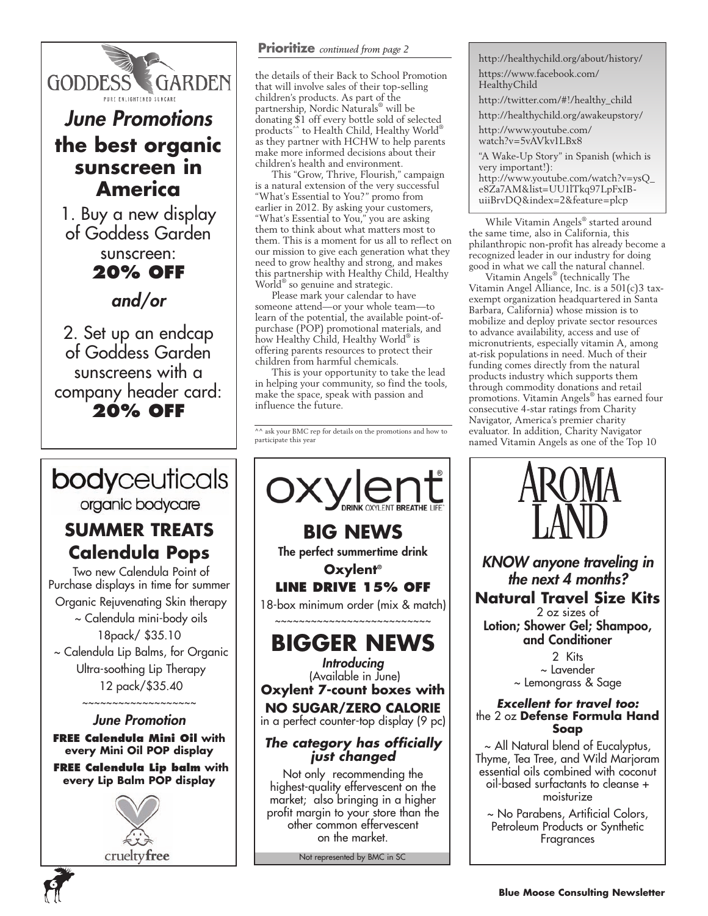# GODDESS GARDEN

PURE ENLIGHTENED SKINCARE

## *June Promotions*

## the best organic sunscreen in America

1. Buy a new display of Goddess Garden sunscreen: **20% OFF**

*and/or*

2. Set up an endcap of Goddess Garden sunscreens with a company header card: **20% OFF**

**Prioritize** *continued from page 2*

the details of their Back to School Promotion that will involve sales of their top-selling children's products. As part of the partnership, Nordic Naturals® will be donating $1 off every bottle sold of selected products^^ to Health Child, Healthy World® as they partner with HCHW to help parents make more informed decisions about their children's health and environment.

This "Grow, Thrive, Flourish," campaign is a natural extension of the very successful "What's Essential to You?" promo from earlier in 2012. By asking your customers, "What's Essential to You," you are asking them to think about what matters most to them. This is a moment for us all to reflect on our mission to give each generation what they need to grow healthy and strong, and makes this partnership with Healthy Child, Healthy World® so genuine and strategic.

Please mark your calendar to have someone attend—or your whole team—to learn of the potential, the available point-of-purchase (POP) promotional materials, and how Healthy Child, Healthy World® is offering parents resources to protect their children from harmful chemicals.

This is your opportunity to take the lead in helping your community, so find the tools, make the space, speak with passion and influence the future.

^^ ask your BMC rep for details on the promotions and how to participate this year

http://healthychild.org/about/history/

https://www.facebook.com/HealthyChild

http://twitter.com/#!/healthy_child

http://healthychild.org/awakeupstory/

http://www.youtube.com/watch?v=5vAVkv1LBx8

"A Wake-Up Story" in Spanish (which is very important!): http://www.youtube.com/watch?v=ysQ_e8Za7AM&list=UU1lTkq97LpFxIB-uiiBrvDQ&index=2&feature=plcp

While Vitamin Angels® started around the same time, also in California, this philanthropic non-profit has already become a recognized leader in our industry for doing good in what we call the natural channel.

Vitamin Angels® (technically The Vitamin Angel Alliance, Inc. is a 501(c)3 tax-exempt organization headquartered in Santa Barbara, California) whose mission is to mobilize and deploy private sector resources to advance availability, access and use of micronutrients, especially vitamin A, among at-risk populations in need. Much of their funding comes directly from the natural products industry which supports them through commodity donations and retail promotions. Vitamin Angels® has earned four consecutive 4-star ratings from Charity Navigator, America's premier charity evaluator. In addition, Charity Navigator named Vitamin Angels as one of the Top 10

# **body**ceuticals

organic bodycare

## SUMMER TREATS Calendula Pops

Two new Calendula Point of Purchase displays in time for summer

Organic Rejuvenating Skin therapy

~ Calendula mini-body oils 18pack/ $35.10

~ Calendula Lip Balms, for Organic Ultra-soothing Lip Therapy 12 pack/$35.40

~~~~~~~~~~~~~~~~~~~

### *June Promotion*

**FREE Calendula Mini Oil with every Mini Oil POP display**

**FREE Calendula Lip balm with every Lip Balm POP display**

crueltyfree

# oxylent®

DRINK OXYLENT BREATHE LIFE™

## BIG NEWS

**The perfect summertime drink**

**Oxylent®**

**LINE DRIVE 15% OFF**

18-box minimum order (mix & match)

~~~~~~~~~~~~~~~~~~~~~~~~~~

## BIGGER NEWS

***Introducing***

(Available in June)

**Oxylent 7-count boxes with NO SUGAR/ZERO CALORIE**

in a perfect counter-top display (9 pc)

### *The category has officially just changed*

Not only recommending the highest-quality effervescent on the market; also bringing in a higher profit margin to your store than the other common effervescent on the market.

Not represented by BMC in SC

# AROMA LAND

### *KNOW anyone traveling in the next 4 months?*

## Natural Travel Size Kits

2 oz sizes of

**Lotion; Shower Gel; Shampoo, and Conditioner**

2 Kits

~ Lavender

~ Lemongrass & Sage

***Excellent for travel too:***

the 2 oz **Defense Formula Hand Soap**

~ All Natural blend of Eucalyptus, Thyme, Tea Tree, and Wild Marjoram essential oils combined with coconut oil-based surfactants to cleanse + moisturize

~ No Parabens, Artificial Colors, Petroleum Products or Synthetic Fragrances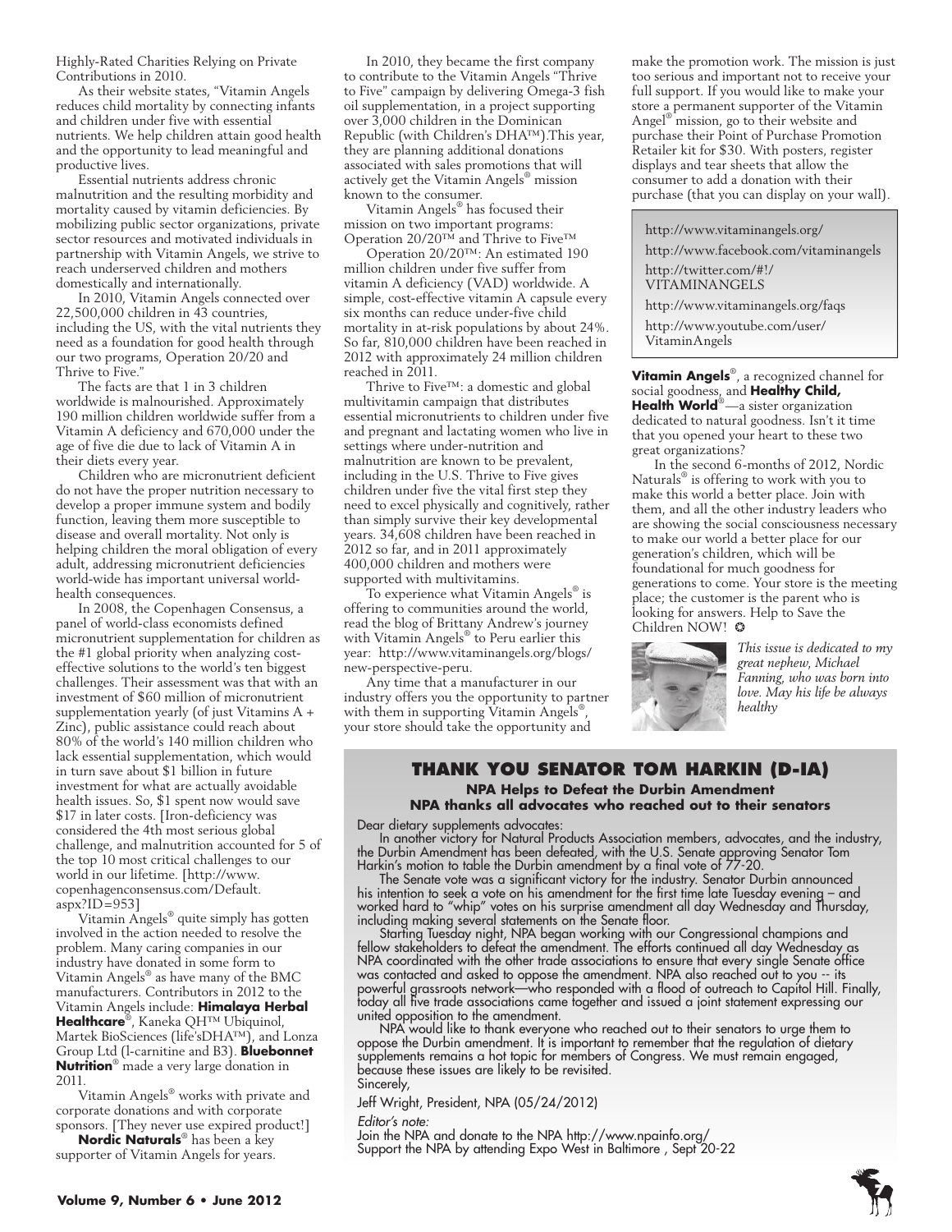Highly-Rated Charities Relying on Private Contributions in 2010.

As their website states, "Vitamin Angels reduces child mortality by connecting infants and children under five with essential nutrients. We help children attain good health and the opportunity to lead meaningful and productive lives.

Essential nutrients address chronic malnutrition and the resulting morbidity and mortality caused by vitamin deficiencies. By mobilizing public sector organizations, private sector resources and motivated individuals in partnership with Vitamin Angels, we strive to reach underserved children and mothers domestically and internationally.

In 2010, Vitamin Angels connected over 22,500,000 children in 43 countries, including the US, with the vital nutrients they need as a foundation for good health through our two programs, Operation 20/20 and Thrive to Five."

The facts are that 1 in 3 children worldwide is malnourished. Approximately 190 million children worldwide suffer from a Vitamin A deficiency and 670,000 under the age of five die due to lack of Vitamin A in their diets every year.

Children who are micronutrient deficient do not have the proper nutrition necessary to develop a proper immune system and bodily function, leaving them more susceptible to disease and overall mortality. Not only is helping children the moral obligation of every adult, addressing micronutrient deficiencies world-wide has important universal world-health consequences.

In 2008, the Copenhagen Consensus, a panel of world-class economists defined micronutrient supplementation for children as the #1 global priority when analyzing cost-effective solutions to the world's ten biggest challenges. Their assessment was that with an investment of $60 million of micronutrient supplementation yearly (of just Vitamins A + Zinc), public assistance could reach about 80% of the world's 140 million children who lack essential supplementation, which would in turn save about $1 billion in future investment for what are actually avoidable health issues. So, $1 spent now would save $17 in later costs. [Iron-deficiency was considered the 4th most serious global challenge, and malnutrition accounted for 5 of the top 10 most critical challenges to our world in our lifetime. [http://www.copenhagenconsensus.com/Default.aspx?ID=953]

Vitamin Angels® quite simply has gotten involved in the action needed to resolve the problem. Many caring companies in our industry have donated in some form to Vitamin Angels® as have many of the BMC manufacturers. Contributors in 2012 to the Vitamin Angels include: **Himalaya Herbal Healthcare**®, Kaneka QH™ Ubiquinol, Martek BioSciences (life'sDHA™), and Lonza Group Ltd (l-carnitine and B3). **Bluebonnet Nutrition**® made a very large donation in 2011.

Vitamin Angels® works with private and corporate donations and with corporate sponsors. [They never use expired product!]

**Nordic Naturals**® has been a key supporter of Vitamin Angels for years.

In 2010, they became the first company to contribute to the Vitamin Angels "Thrive to Five" campaign by delivering Omega-3 fish oil supplementation, in a project supporting over 3,000 children in the Dominican Republic (with Children's DHA™).This year, they are planning additional donations associated with sales promotions that will actively get the Vitamin Angels® mission known to the consumer.

Vitamin Angels® has focused their mission on two important programs: Operation 20/20™ and Thrive to Five™

Operation 20/20™: An estimated 190 million children under five suffer from vitamin A deficiency (VAD) worldwide. A simple, cost-effective vitamin A capsule every six months can reduce under-five child mortality in at-risk populations by about 24%. So far, 810,000 children have been reached in 2012 with approximately 24 million children reached in 2011.

Thrive to Five™: a domestic and global multivitamin campaign that distributes essential micronutrients to children under five and pregnant and lactating women who live in settings where under-nutrition and malnutrition are known to be prevalent, including in the U.S. Thrive to Five gives children under five the vital first step they need to excel physically and cognitively, rather than simply survive their key developmental years. 34,608 children have been reached in 2012 so far, and in 2011 approximately 400,000 children and mothers were supported with multivitamins.

To experience what Vitamin Angels® is offering to communities around the world, read the blog of Brittany Andrew's journey with Vitamin Angels® to Peru earlier this year: http://www.vitaminangels.org/blogs/new-perspective-peru.

Any time that a manufacturer in our industry offers you the opportunity to partner with them in supporting Vitamin Angels®, your store should take the opportunity and make the promotion work. The mission is just too serious and important not to receive your full support. If you would like to make your store a permanent supporter of the Vitamin Angel® mission, go to their website and purchase their Point of Purchase Promotion Retailer kit for $30. With posters, register displays and tear sheets that allow the consumer to add a donation with their purchase (that you can display on your wall).

http://www.vitaminangels.org/
http://www.facebook.com/vitaminangels
http://twitter.com/#!/VITAMINANGELS
http://www.vitaminangels.org/faqs
http://www.youtube.com/user/VitaminAngels

**Vitamin Angels**®, a recognized channel for social goodness, and **Healthy Child, Health World**®—a sister organization dedicated to natural goodness. Isn't it time that you opened your heart to these two great organizations?

In the second 6-months of 2012, Nordic Naturals® is offering to work with you to make this world a better place. Join with them, and all the other industry leaders who are showing the social consciousness necessary to make our world a better place for our generation's children, which will be foundational for much goodness for generations to come. Your store is the meeting place; the customer is the parent who is looking for answers. Help to Save the Children NOW!

*This issue is dedicated to my great nephew, Michael Fanning, who was born into love. May his life be always healthy*

## THANK YOU SENATOR TOM HARKIN (D-IA)

**NPA Helps to Defeat the Durbin Amendment**
**NPA thanks all advocates who reached out to their senators**

Dear dietary supplements advocates:

In another victory for Natural Products Association members, advocates, and the industry, the Durbin Amendment has been defeated, with the U.S. Senate approving Senator Tom Harkin's motion to table the Durbin amendment by a final vote of 77-20.

The Senate vote was a significant victory for the industry. Senator Durbin announced his intention to seek a vote on his amendment for the first time late Tuesday evening – and worked hard to "whip" votes on his surprise amendment all day Wednesday and Thursday, including making several statements on the Senate floor.

Starting Tuesday night, NPA began working with our Congressional champions and fellow stakeholders to defeat the amendment. The efforts continued all day Wednesday as NPA coordinated with the other trade associations to ensure that every single Senate office was contacted and asked to oppose the amendment. NPA also reached out to you -- its powerful grassroots network—who responded with a flood of outreach to Capitol Hill. Finally, today all five trade associations came together and issued a joint statement expressing our united opposition to the amendment.

NPA would like to thank everyone who reached out to their senators to urge them to oppose the Durbin amendment. It is important to remember that the regulation of dietary supplements remains a hot topic for members of Congress. We must remain engaged, because these issues are likely to be revisited.

Sincerely,

Jeff Wright, President, NPA (05/24/2012)

*Editor's note:*
Join the NPA and donate to the NPA http://www.npainfo.org/
Support the NPA by attending Expo West in Baltimore , Sept 20-22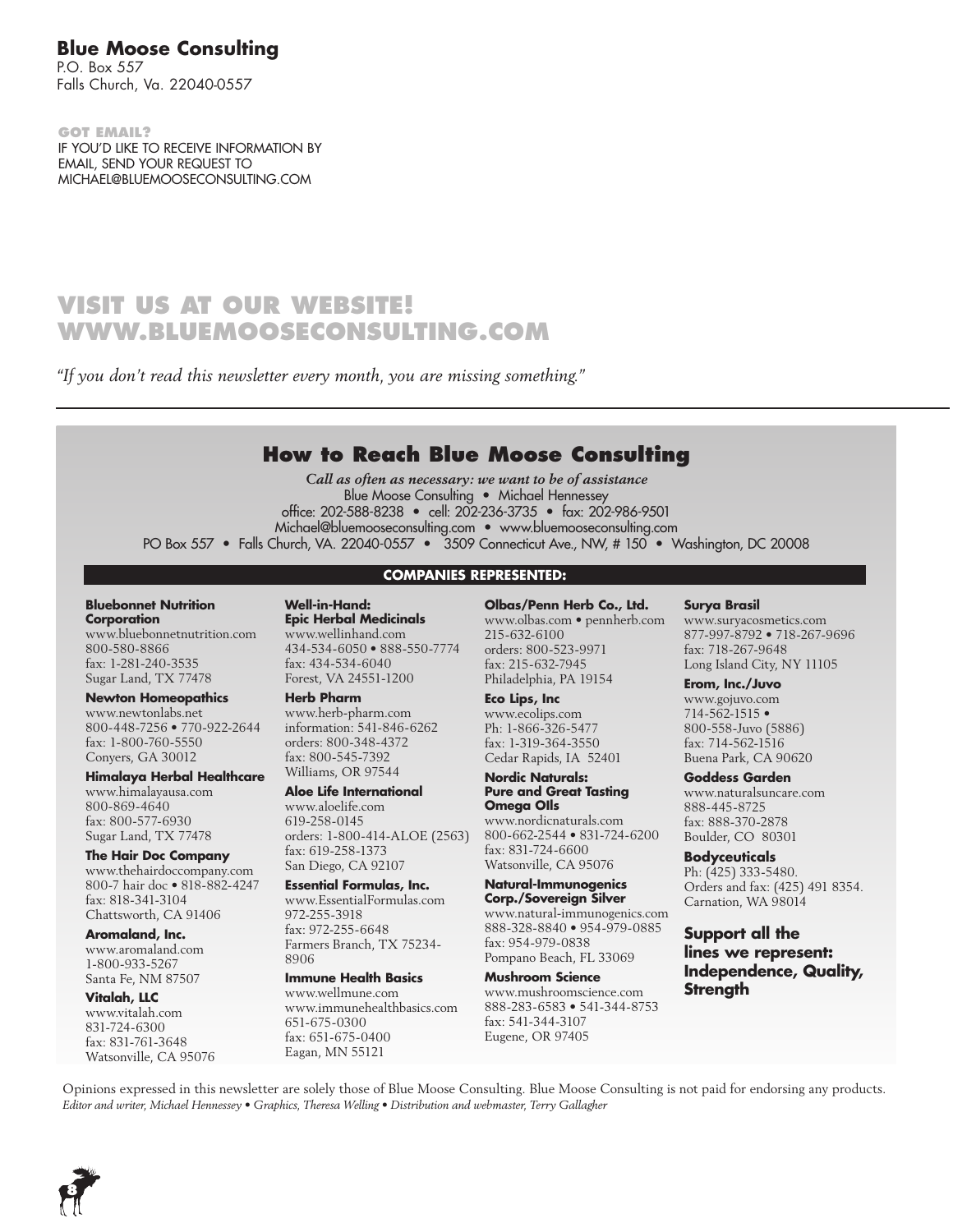**Blue Moose Consulting**
P.O. Box 557
Falls Church, Va. 22040-0557

**GOT EMAIL?**
IF YOU'D LIKE TO RECEIVE INFORMATION BY EMAIL, SEND YOUR REQUEST TO MICHAEL@BLUEMOOSECONSULTING.COM

## VISIT US AT OUR WEBSITE! WWW.BLUEMOOSECONSULTING.COM

*"If you don't read this newsletter every month, you are missing something."*

---

## How to Reach Blue Moose Consulting

***Call as often as necessary: we want to be of assistance***
Blue Moose Consulting • Michael Hennessey
office: 202-588-8238 • cell: 202-236-3735 • fax: 202-986-9501
Michael@bluemooseconsulting.com • www.bluemooseconsulting.com
PO Box 557 • Falls Church, VA. 22040-0557 • 3509 Connecticut Ave., NW, # 150 • Washington, DC 20008

### COMPANIES REPRESENTED:

**Bluebonnet Nutrition Corporation**
www.bluebonnetnutrition.com
800-580-8866
fax: 1-281-240-3535
Sugar Land, TX 77478

**Newton Homeopathics**
www.newtonlabs.net
800-448-7256 • 770-922-2644
fax: 1-800-760-5550
Conyers, GA 30012

**Himalaya Herbal Healthcare**
www.himalayausa.com
800-869-4640
fax: 800-577-6930
Sugar Land, TX 77478

**The Hair Doc Company**
www.thehairdoccompany.com
800-7 hair doc • 818-882-4247
fax: 818-341-3104
Chattsworth, CA 91406

**Aromaland, Inc.**
www.aromaland.com
1-800-933-5267
Santa Fe, NM 87507

**Vitalah, LLC**
www.vitalah.com
831-724-6300
fax: 831-761-3648
Watsonville, CA 95076

**Well-in-Hand: Epic Herbal Medicinals**
www.wellinhand.com
434-534-6050 • 888-550-7774
fax: 434-534-6040
Forest, VA 24551-1200

**Herb Pharm**
www.herb-pharm.com
information: 541-846-6262
orders: 800-348-4372
fax: 800-545-7392
Williams, OR 97544

**Aloe Life International**
www.aloelife.com
619-258-0145
orders: 1-800-414-ALOE (2563)
fax: 619-258-1373
San Diego, CA 92107

**Essential Formulas, Inc.**
www.EssentialFormulas.com
972-255-3918
fax: 972-255-6648
Farmers Branch, TX 75234-8906

**Immune Health Basics**
www.wellmune.com
www.immunehealthbasics.com
651-675-0300
fax: 651-675-0400
Eagan, MN 55121

**Olbas/Penn Herb Co., Ltd.**
www.olbas.com • pennherb.com
215-632-6100
orders: 800-523-9971
fax: 215-632-7945
Philadelphia, PA 19154

**Eco Lips, Inc**
www.ecolips.com
Ph: 1-866-326-5477
fax: 1-319-364-3550
Cedar Rapids, IA 52401

**Nordic Naturals: Pure and Great Tasting Omega Oils**
www.nordicnaturals.com
800-662-2544 • 831-724-6200
fax: 831-724-6600
Watsonville, CA 95076

**Natural-Immunogenics Corp./Sovereign Silver**
www.natural-immunogenics.com
888-328-8840 • 954-979-0885
fax: 954-979-0838
Pompano Beach, FL 33069

**Mushroom Science**
www.mushroomscience.com
888-283-6583 • 541-344-8753
fax: 541-344-3107
Eugene, OR 97405

**Surya Brasil**
www.suryacosmetics.com
877-997-8792 • 718-267-9696
fax: 718-267-9648
Long Island City, NY 11105

**Erom, Inc./Juvo**
www.gojuvo.com
714-562-1515 •
800-558-Juvo (5886)
fax: 714-562-1516
Buena Park, CA 90620

**Goddess Garden**
www.naturalsuncare.com
888-445-8725
fax: 888-370-2878
Boulder, CO 80301

**Bodyceuticals**
Ph: (425) 333-5480.
Orders and fax: (425) 491 8354.
Carnation, WA 98014

**Support all the lines we represent: Independence, Quality, Strength**

Opinions expressed in this newsletter are solely those of Blue Moose Consulting. Blue Moose Consulting is not paid for endorsing any products.
*Editor and writer, Michael Hennessey • Graphics, Theresa Welling • Distribution and webmaster, Terry Gallagher*